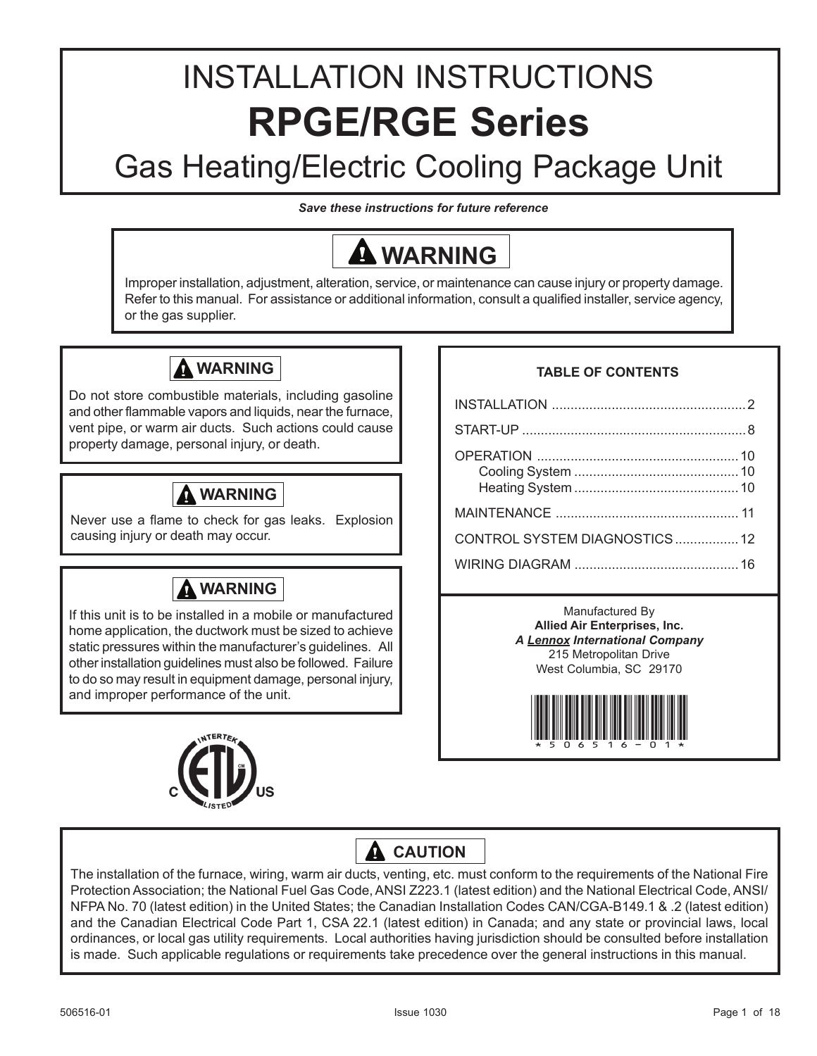# INSTALLATION INSTRUCTIONS

# RPGE/RGE Series

## Gas Heating/Electric Cooling Package Unit

***Save these instructions for future reference***

**WARNING**

Improper installation, adjustment, alteration, service, or maintenance can cause injury or property damage. Refer to this manual. For assistance or additional information, consult a qualified installer, service agency, or the gas supplier.

**WARNING**

Do not store combustible materials, including gasoline and other flammable vapors and liquids, near the furnace, vent pipe, or warm air ducts. Such actions could cause property damage, personal injury, or death.

**WARNING**

Never use a flame to check for gas leaks. Explosion causing injury or death may occur.

**WARNING**

If this unit is to be installed in a mobile or manufactured home application, the ductwork must be sized to achieve static pressures within the manufacturer's guidelines. All other installation guidelines must also be followed. Failure to do so may result in equipment damage, personal injury, and improper performance of the unit.

**TABLE OF CONTENTS**

| Section | Page |
|---|---|
| INSTALLATION | 2 |
| START-UP | 8 |
| OPERATION | 10 |
| Cooling System | 10 |
| Heating System | 10 |
| MAINTENANCE | 11 |
| CONTROL SYSTEM DIAGNOSTICS | 12 |
| WIRING DIAGRAM | 16 |

Manufactured By
**Allied Air Enterprises, Inc.**
***A Lennox International Company***
215 Metropolitan Drive
West Columbia, SC 29170

*506516-01*

**CAUTION**

The installation of the furnace, wiring, warm air ducts, venting, etc. must conform to the requirements of the National Fire Protection Association; the National Fuel Gas Code, ANSI Z223.1 (latest edition) and the National Electrical Code, ANSI/NFPA No. 70 (latest edition) in the United States; the Canadian Installation Codes CAN/CGA-B149.1 & .2 (latest edition) and the Canadian Electrical Code Part 1, CSA 22.1 (latest edition) in Canada; and any state or provincial laws, local ordinances, or local gas utility requirements. Local authorities having jurisdiction should be consulted before installation is made. Such applicable regulations or requirements take precedence over the general instructions in this manual.

506516-01 Issue 1030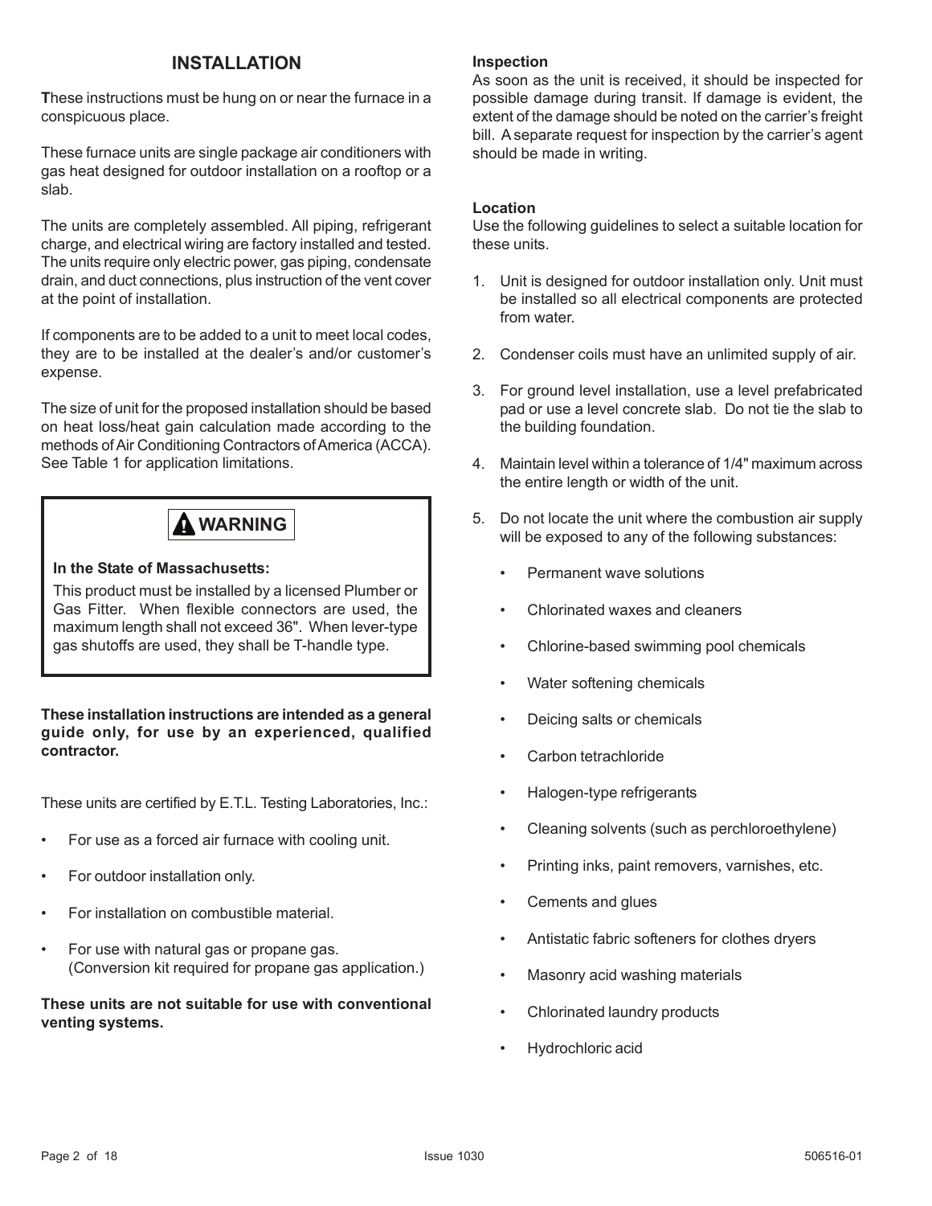## INSTALLATION

**T**hese instructions must be hung on or near the furnace in a conspicuous place.

These furnace units are single package air conditioners with gas heat designed for outdoor installation on a rooftop or a slab.

The units are completely assembled. All piping, refrigerant charge, and electrical wiring are factory installed and tested. The units require only electric power, gas piping, condensate drain, and duct connections, plus instruction of the vent cover at the point of installation.

If components are to be added to a unit to meet local codes, they are to be installed at the dealer's and/or customer's expense.

The size of unit for the proposed installation should be based on heat loss/heat gain calculation made according to the methods of Air Conditioning Contractors of America (ACCA). See Table 1 for application limitations.

> **⚠ WARNING**
>
> **In the State of Massachusetts:**
>
> This product must be installed by a licensed Plumber or Gas Fitter. When flexible connectors are used, the maximum length shall not exceed 36". When lever-type gas shutoffs are used, they shall be T-handle type.

**These installation instructions are intended as a general guide only, for use by an experienced, qualified contractor.**

These units are certified by E.T.L. Testing Laboratories, Inc.:

- For use as a forced air furnace with cooling unit.
- For outdoor installation only.
- For installation on combustible material.
- For use with natural gas or propane gas. (Conversion kit required for propane gas application.)

**These units are not suitable for use with conventional venting systems.**

### Inspection

As soon as the unit is received, it should be inspected for possible damage during transit. If damage is evident, the extent of the damage should be noted on the carrier's freight bill. A separate request for inspection by the carrier's agent should be made in writing.

### Location

Use the following guidelines to select a suitable location for these units.

1. Unit is designed for outdoor installation only. Unit must be installed so all electrical components are protected from water.
2. Condenser coils must have an unlimited supply of air.
3. For ground level installation, use a level prefabricated pad or use a level concrete slab. Do not tie the slab to the building foundation.
4. Maintain level within a tolerance of 1/4" maximum across the entire length or width of the unit.
5. Do not locate the unit where the combustion air supply will be exposed to any of the following substances:
   - Permanent wave solutions
   - Chlorinated waxes and cleaners
   - Chlorine-based swimming pool chemicals
   - Water softening chemicals
   - Deicing salts or chemicals
   - Carbon tetrachloride
   - Halogen-type refrigerants
   - Cleaning solvents (such as perchloroethylene)
   - Printing inks, paint removers, varnishes, etc.
   - Cements and glues
   - Antistatic fabric softeners for clothes dryers
   - Masonry acid washing materials
   - Chlorinated laundry products
   - Hydrochloric acid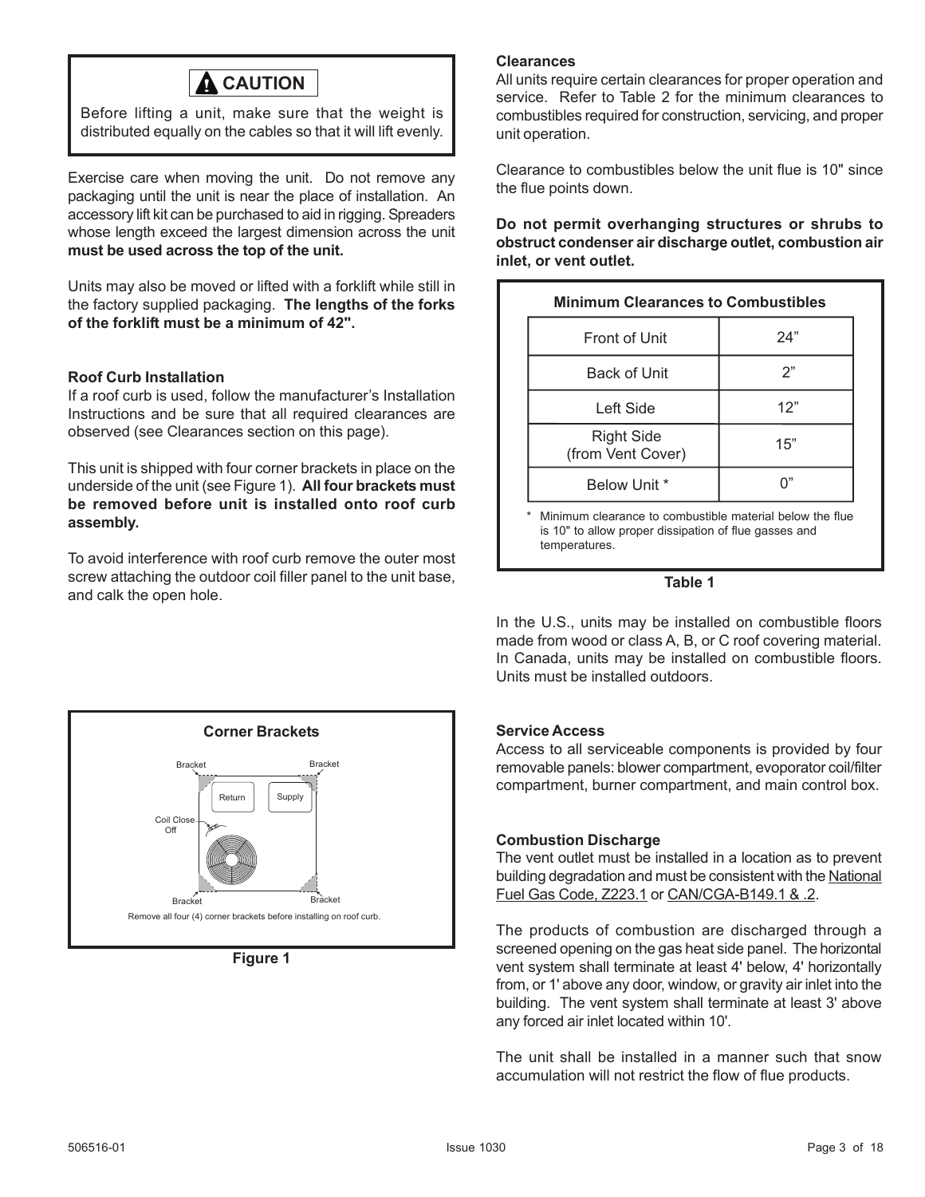**⚠ CAUTION**

Before lifting a unit, make sure that the weight is distributed equally on the cables so that it will lift evenly.

Exercise care when moving the unit. Do not remove any packaging until the unit is near the place of installation. An accessory lift kit can be purchased to aid in rigging. Spreaders whose length exceed the largest dimension across the unit **must be used across the top of the unit.**

Units may also be moved or lifted with a forklift while still in the factory supplied packaging. **The lengths of the forks of the forklift must be a minimum of 42".**

### Roof Curb Installation

If a roof curb is used, follow the manufacturer's Installation Instructions and be sure that all required clearances are observed (see Clearances section on this page).

This unit is shipped with four corner brackets in place on the underside of the unit (see Figure 1). **All four brackets must be removed before unit is installed onto roof curb assembly.**

To avoid interference with roof curb remove the outer most screw attaching the outdoor coil filler panel to the unit base, and calk the open hole.

**Corner Brackets**

Bracket
Bracket
Return
Supply
Coil Close Off
Bracket
Bracket

Remove all four (4) corner brackets before installing on roof curb.

**Figure 1**

### Clearances

All units require certain clearances for proper operation and service. Refer to Table 2 for the minimum clearances to combustibles required for construction, servicing, and proper unit operation.

Clearance to combustibles below the unit flue is 10" since the flue points down.

**Do not permit overhanging structures or shrubs to obstruct condenser air discharge outlet, combustion air inlet, or vent outlet.**

**Minimum Clearances to Combustibles**

| Location | Clearance |
|---|---|
| Front of Unit | 24" |
| Back of Unit | 2" |
| Left Side | 12" |
| Right Side (from Vent Cover) | 15" |
| Below Unit * | 0" |

\* Minimum clearance to combustible material below the flue is 10" to allow proper dissipation of flue gasses and temperatures.

**Table 1**

In the U.S., units may be installed on combustible floors made from wood or class A, B, or C roof covering material. In Canada, units may be installed on combustible floors. Units must be installed outdoors.

### Service Access

Access to all serviceable components is provided by four removable panels: blower compartment, evoporator coil/filter compartment, burner compartment, and main control box.

### Combustion Discharge

The vent outlet must be installed in a location as to prevent building degradation and must be consistent with the National Fuel Gas Code, Z223.1 or CAN/CGA-B149.1 & .2.

The products of combustion are discharged through a screened opening on the gas heat side panel. The horizontal vent system shall terminate at least 4' below, 4' horizontally from, or 1' above any door, window, or gravity air inlet into the building. The vent system shall terminate at least 3' above any forced air inlet located within 10'.

The unit shall be installed in a manner such that snow accumulation will not restrict the flow of flue products.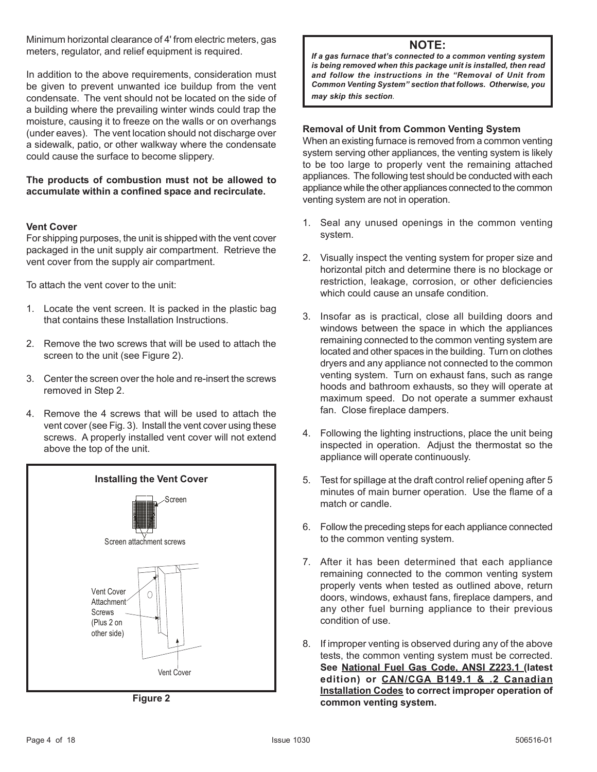Minimum horizontal clearance of 4' from electric meters, gas meters, regulator, and relief equipment is required.

In addition to the above requirements, consideration must be given to prevent unwanted ice buildup from the vent condensate. The vent should not be located on the side of a building where the prevailing winter winds could trap the moisture, causing it to freeze on the walls or on overhangs (under eaves). The vent location should not discharge over a sidewalk, patio, or other walkway where the condensate could cause the surface to become slippery.

**The products of combustion must not be allowed to accumulate within a confined space and recirculate.**

**Vent Cover**

For shipping purposes, the unit is shipped with the vent cover packaged in the unit supply air compartment. Retrieve the vent cover from the supply air compartment.

To attach the vent cover to the unit:

1. Locate the vent screen. It is packed in the plastic bag that contains these Installation Instructions.
2. Remove the two screws that will be used to attach the screen to the unit (see Figure 2).
3. Center the screen over the hole and re-insert the screws removed in Step 2.
4. Remove the 4 screws that will be used to attach the vent cover (see Fig. 3). Install the vent cover using these screws. A properly installed vent cover will not extend above the top of the unit.

**Installing the Vent Cover**

Screen

Screen attachment screws

Vent Cover Attachment Screws (Plus 2 on other side)

Vent Cover

**Figure 2**

**NOTE:**

***If a gas furnace that's connected to a common venting system is being removed when this package unit is installed, then read and follow the instructions in the "Removal of Unit from Common Venting System" section that follows. Otherwise, you may skip this section.***

**Removal of Unit from Common Venting System**

When an existing furnace is removed from a common venting system serving other appliances, the venting system is likely to be too large to properly vent the remaining attached appliances. The following test should be conducted with each appliance while the other appliances connected to the common venting system are not in operation.

1. Seal any unused openings in the common venting system.
2. Visually inspect the venting system for proper size and horizontal pitch and determine there is no blockage or restriction, leakage, corrosion, or other deficiencies which could cause an unsafe condition.
3. Insofar as is practical, close all building doors and windows between the space in which the appliances remaining connected to the common venting system are located and other spaces in the building. Turn on clothes dryers and any appliance not connected to the common venting system. Turn on exhaust fans, such as range hoods and bathroom exhausts, so they will operate at maximum speed. Do not operate a summer exhaust fan. Close fireplace dampers.
4. Following the lighting instructions, place the unit being inspected in operation. Adjust the thermostat so the appliance will operate continuously.
5. Test for spillage at the draft control relief opening after 5 minutes of main burner operation. Use the flame of a match or candle.
6. Follow the preceding steps for each appliance connected to the common venting system.
7. After it has been determined that each appliance remaining connected to the common venting system properly vents when tested as outlined above, return doors, windows, exhaust fans, fireplace dampers, and any other fuel burning appliance to their previous condition of use.
8. If improper venting is observed during any of the above tests, the common venting system must be corrected. **See <u>National Fuel Gas Code, ANSI Z223.1</u> (latest edition) or <u>CAN/CGA B149.1 & .2 Canadian Installation Codes</u> to correct improper operation of common venting system.**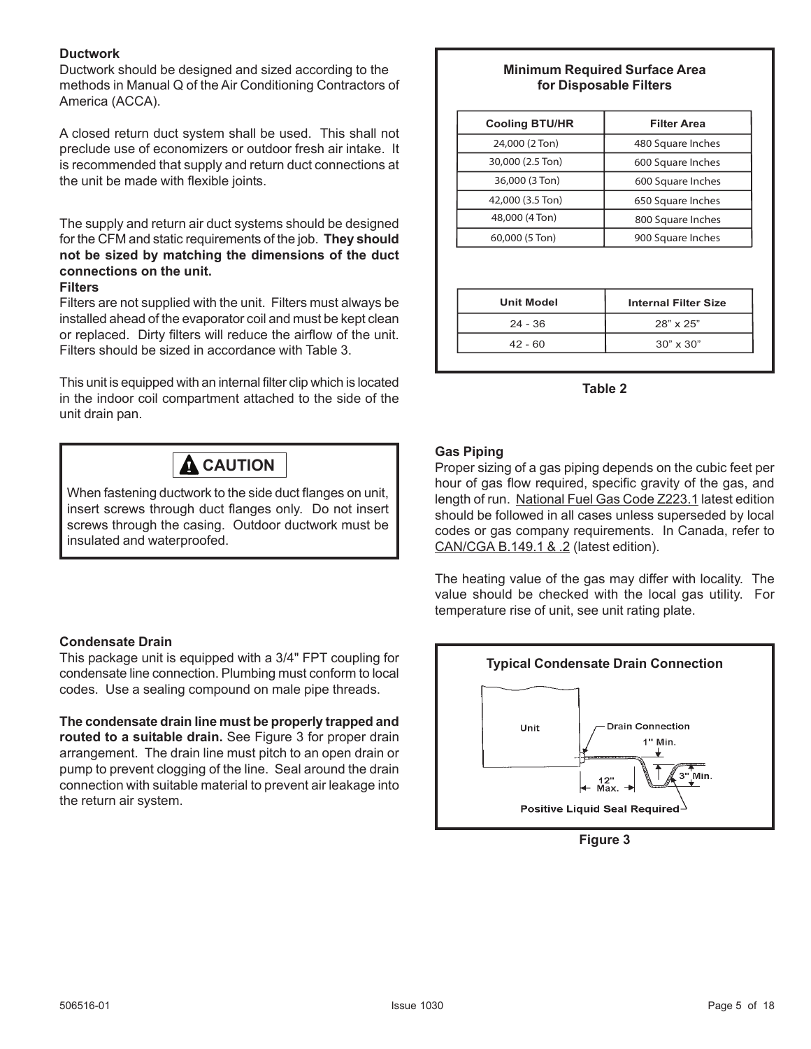## Ductwork

Ductwork should be designed and sized according to the methods in Manual Q of the Air Conditioning Contractors of America (ACCA).

A closed return duct system shall be used. This shall not preclude use of economizers or outdoor fresh air intake. It is recommended that supply and return duct connections at the unit be made with flexible joints.

The supply and return air duct systems should be designed for the CFM and static requirements of the job. **They should not be sized by matching the dimensions of the duct connections on the unit.**

## Filters

Filters are not supplied with the unit. Filters must always be installed ahead of the evaporator coil and must be kept clean or replaced. Dirty filters will reduce the airflow of the unit. Filters should be sized in accordance with Table 3.

This unit is equipped with an internal filter clip which is located in the indoor coil compartment attached to the side of the unit drain pan.

> **⚠ CAUTION**
>
> When fastening ductwork to the side duct flanges on unit, insert screws through duct flanges only. Do not insert screws through the casing. Outdoor ductwork must be insulated and waterproofed.

**Minimum Required Surface Area for Disposable Filters**

| Cooling BTU/HR | Filter Area |
|---|---|
| 24,000 (2 Ton) | 480 Square Inches |
| 30,000 (2.5 Ton) | 600 Square Inches |
| 36,000 (3 Ton) | 600 Square Inches |
| 42,000 (3.5 Ton) | 650 Square Inches |
| 48,000 (4 Ton) | 800 Square Inches |
| 60,000 (5 Ton) | 900 Square Inches |

| Unit Model | Internal Filter Size |
|---|---|
| 24 - 36 | 28" x 25" |
| 42 - 60 | 30" x 30" |

**Table 2**

## Condensate Drain

This package unit is equipped with a 3/4" FPT coupling for condensate line connection. Plumbing must conform to local codes. Use a sealing compound on male pipe threads.

**The condensate drain line must be properly trapped and routed to a suitable drain.** See Figure 3 for proper drain arrangement. The drain line must pitch to an open drain or pump to prevent clogging of the line. Seal around the drain connection with suitable material to prevent air leakage into the return air system.

## Gas Piping

Proper sizing of a gas piping depends on the cubic feet per hour of gas flow required, specific gravity of the gas, and length of run. National Fuel Gas Code Z223.1 latest edition should be followed in all cases unless superseded by local codes or gas company requirements. In Canada, refer to CAN/CGA B.149.1 & .2 (latest edition).

The heating value of the gas may differ with locality. The value should be checked with the local gas utility. For temperature rise of unit, see unit rating plate.

**Typical Condensate Drain Connection**

Unit — Drain Connection — 1" Min. — 3" Min. — 12" Max. — Positive Liquid Seal Required

**Figure 3**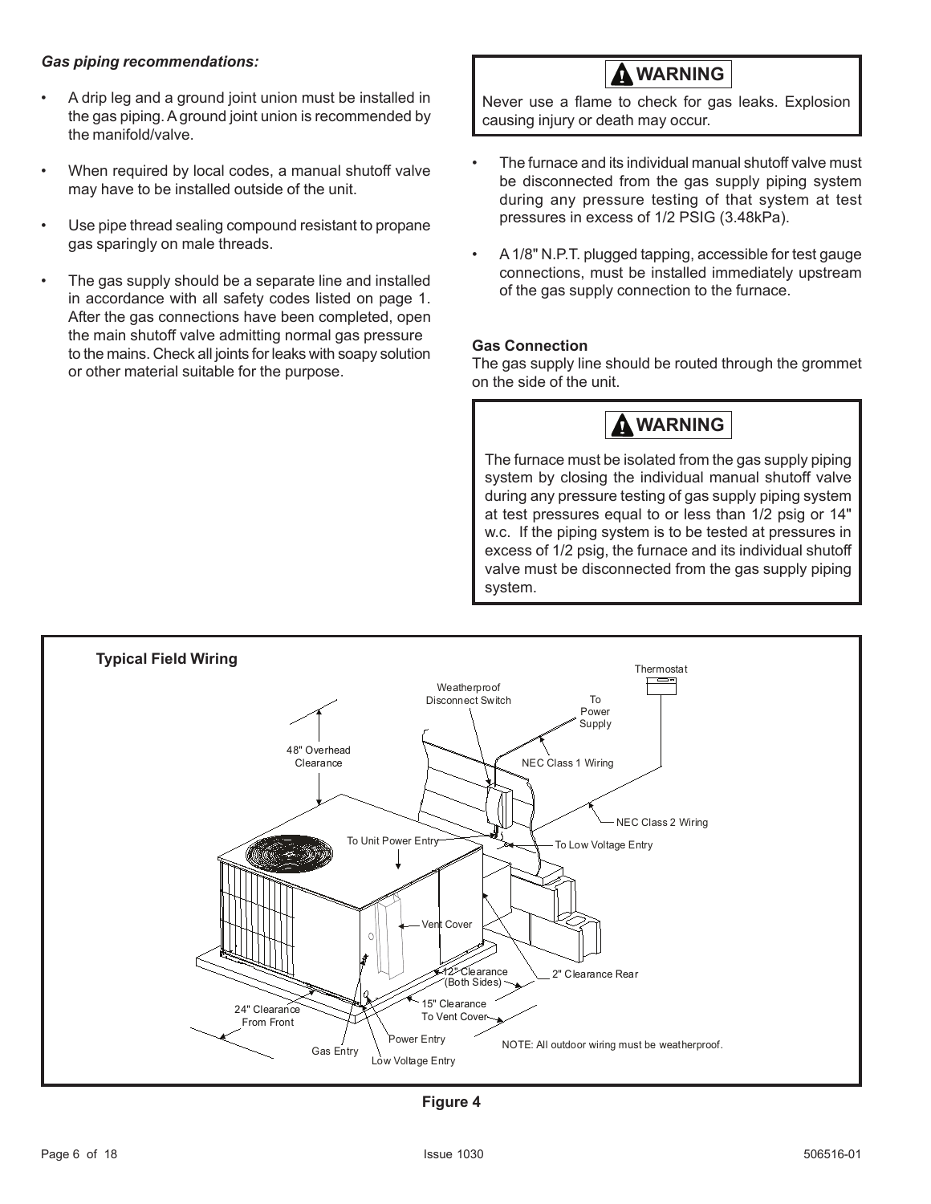*Gas piping recommendations:*

- A drip leg and a ground joint union must be installed in the gas piping. A ground joint union is recommended by the manifold/valve.
- When required by local codes, a manual shutoff valve may have to be installed outside of the unit.
- Use pipe thread sealing compound resistant to propane gas sparingly on male threads.
- The gas supply should be a separate line and installed in accordance with all safety codes listed on page 1. After the gas connections have been completed, open the main shutoff valve admitting normal gas pressure to the mains. Check all joints for leaks with soapy solution or other material suitable for the purpose.

> **⚠ WARNING**
>
> Never use a flame to check for gas leaks. Explosion causing injury or death may occur.

- The furnace and its individual manual shutoff valve must be disconnected from the gas supply piping system during any pressure testing of that system at test pressures in excess of 1/2 PSIG (3.48kPa).
- A 1/8" N.P.T. plugged tapping, accessible for test gauge connections, must be installed immediately upstream of the gas supply connection to the furnace.

**Gas Connection**

The gas supply line should be routed through the grommet on the side of the unit.

> **⚠ WARNING**
>
> The furnace must be isolated from the gas supply piping system by closing the individual manual shutoff valve during any pressure testing of gas supply piping system at test pressures equal to or less than 1/2 psig or 14" w.c. If the piping system is to be tested at pressures in excess of 1/2 psig, the furnace and its individual shutoff valve must be disconnected from the gas supply piping system.

**Typical Field Wiring**

Thermostat; Weatherproof Disconnect Switch; To Power Supply; 48" Overhead Clearance; NEC Class 1 Wiring; NEC Class 2 Wiring; To Unit Power Entry; To Low Voltage Entry; Vent Cover; 12" Clearance (Both Sides); 2" Clearance Rear; 24" Clearance From Front; 15" Clearance To Vent Cover; Power Entry; Gas Entry; Low Voltage Entry

NOTE: All outdoor wiring must be weatherproof.

**Figure 4**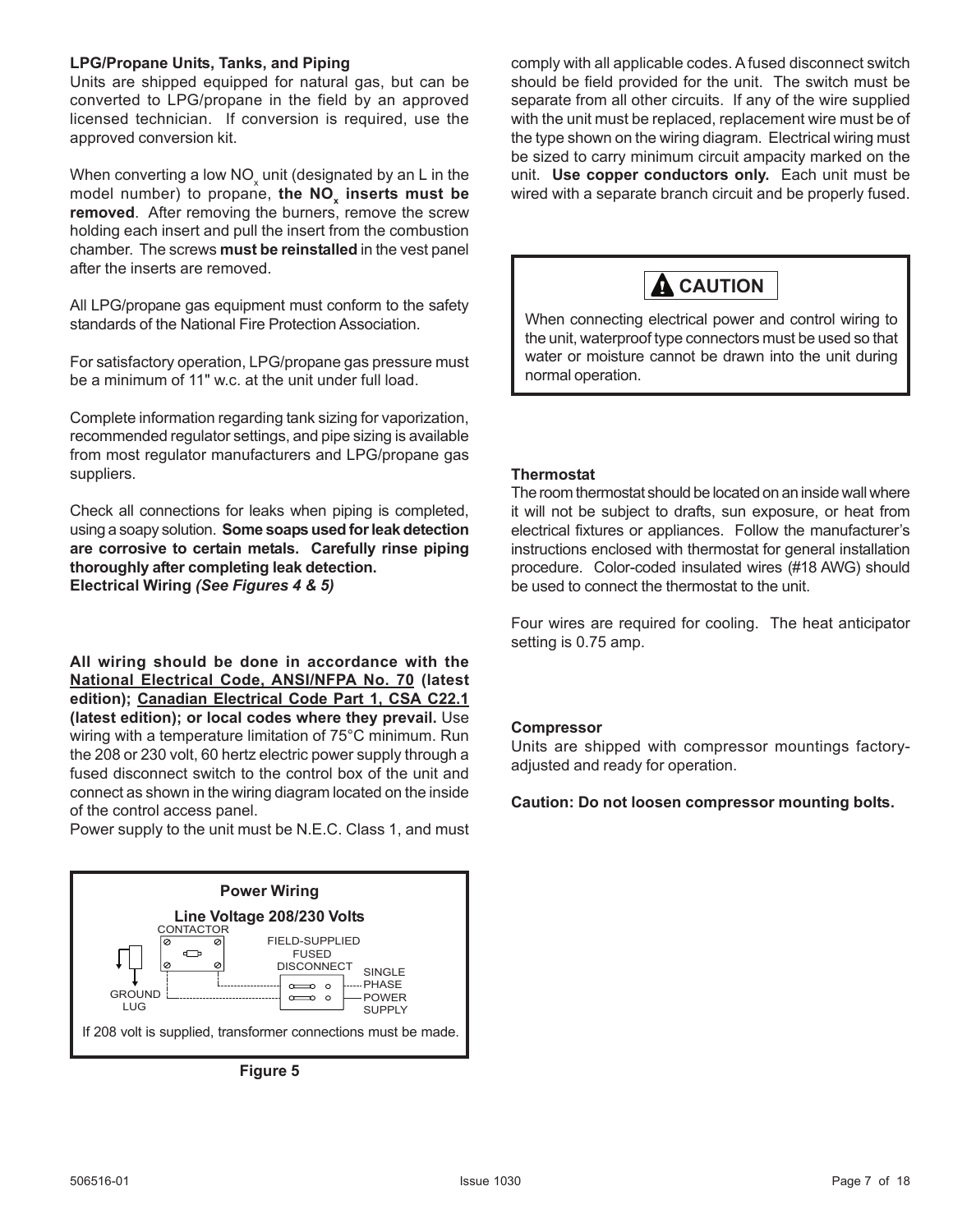### LPG/Propane Units, Tanks, and Piping

Units are shipped equipped for natural gas, but can be converted to LPG/propane in the field by an approved licensed technician. If conversion is required, use the approved conversion kit.

When converting a low $NO_x$ unit (designated by an L in the model number) to propane, **the $NO_x$ inserts must be removed**. After removing the burners, remove the screw holding each insert and pull the insert from the combustion chamber. The screws **must be reinstalled** in the vest panel after the inserts are removed.

All LPG/propane gas equipment must conform to the safety standards of the National Fire Protection Association.

For satisfactory operation, LPG/propane gas pressure must be a minimum of 11" w.c. at the unit under full load.

Complete information regarding tank sizing for vaporization, recommended regulator settings, and pipe sizing is available from most regulator manufacturers and LPG/propane gas suppliers.

Check all connections for leaks when piping is completed, using a soapy solution. **Some soaps used for leak detection are corrosive to certain metals. Carefully rinse piping thoroughly after completing leak detection.**

### Electrical Wiring *(See Figures 4 & 5)*

**All wiring should be done in accordance with the National Electrical Code, ANSI/NFPA No. 70 (latest edition); Canadian Electrical Code Part 1, CSA C22.1 (latest edition); or local codes where they prevail.** Use wiring with a temperature limitation of 75°C minimum. Run the 208 or 230 volt, 60 hertz electric power supply through a fused disconnect switch to the control box of the unit and connect as shown in the wiring diagram located on the inside of the control access panel.

Power supply to the unit must be N.E.C. Class 1, and must comply with all applicable codes. A fused disconnect switch should be field provided for the unit. The switch must be separate from all other circuits. If any of the wire supplied with the unit must be replaced, replacement wire must be of the type shown on the wiring diagram. Electrical wiring must be sized to carry minimum circuit ampacity marked on the unit. **Use copper conductors only.** Each unit must be wired with a separate branch circuit and be properly fused.

**Power Wiring**

**Line Voltage 208/230 Volts**

CONTACTOR — FIELD-SUPPLIED FUSED DISCONNECT — SINGLE PHASE POWER SUPPLY — GROUND LUG

If 208 volt is supplied, transformer connections must be made.

**Figure 5**

> **CAUTION**
>
> When connecting electrical power and control wiring to the unit, waterproof type connectors must be used so that water or moisture cannot be drawn into the unit during normal operation.

### Thermostat

The room thermostat should be located on an inside wall where it will not be subject to drafts, sun exposure, or heat from electrical fixtures or appliances. Follow the manufacturer's instructions enclosed with thermostat for general installation procedure. Color-coded insulated wires (#18 AWG) should be used to connect the thermostat to the unit.

Four wires are required for cooling. The heat anticipator setting is 0.75 amp.

### Compressor

Units are shipped with compressor mountings factory-adjusted and ready for operation.

**Caution: Do not loosen compressor mounting bolts.**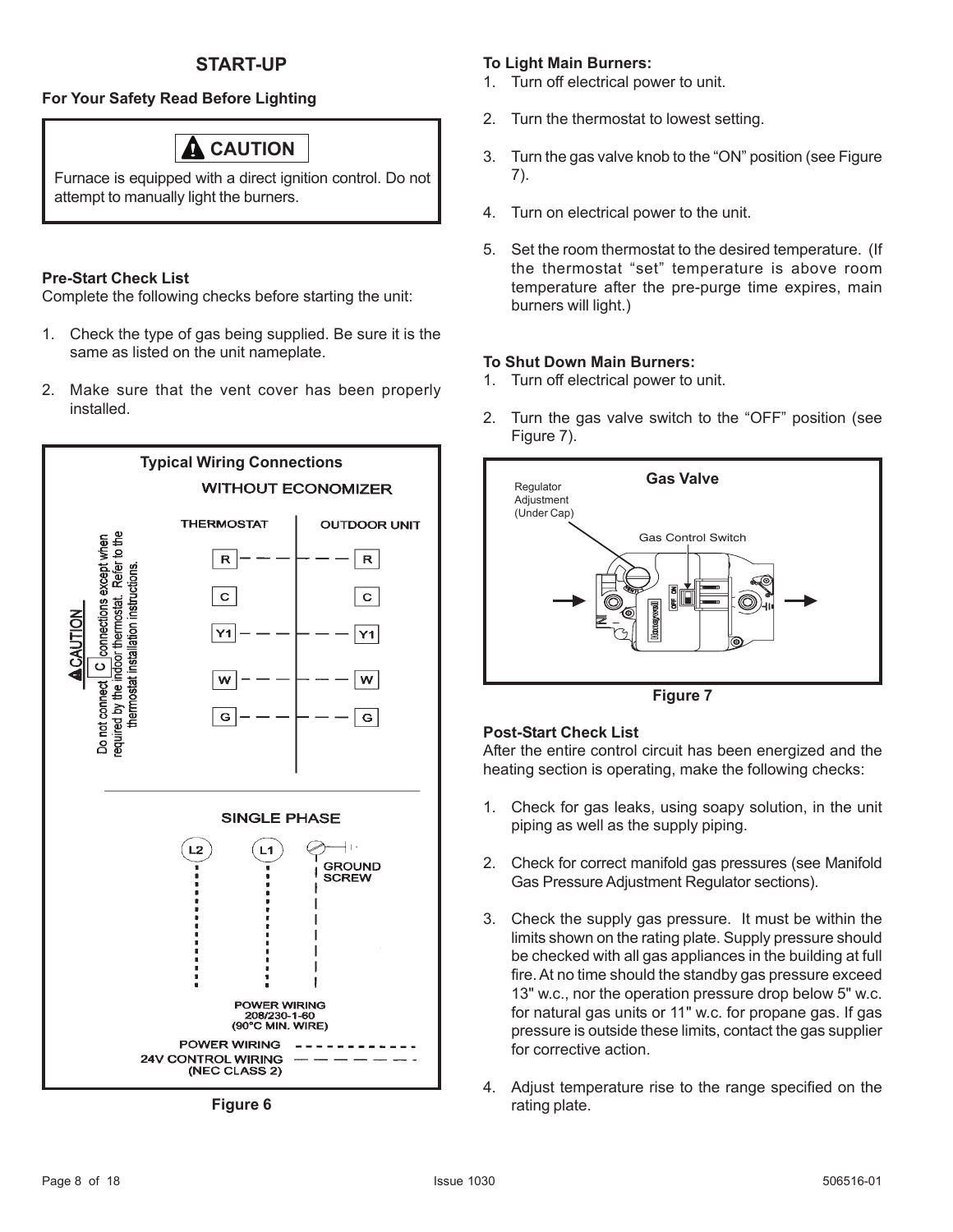## START-UP

**For Your Safety Read Before Lighting**

> **⚠ CAUTION**
>
> Furnace is equipped with a direct ignition control. Do not attempt to manually light the burners.

**Pre-Start Check List**

Complete the following checks before starting the unit:

1. Check the type of gas being supplied. Be sure it is the same as listed on the unit nameplate.
2. Make sure that the vent cover has been properly installed.

**Typical Wiring Connections**

WITHOUT ECONOMIZER

THERMOSTAT | OUTDOOR UNIT

R — R
C — C
Y1 — Y1
W — W
G — G

⚠CAUTION Do not connect C connections except when required by the indoor thermostat. Refer to the thermostat installation instructions.

SINGLE PHASE

L2 L1 GROUND SCREW

POWER WIRING 208/230-1-60 (90°C MIN. WIRE)

POWER WIRING - - - - - - - - - - -

24V CONTROL WIRING (NEC CLASS 2) — — — — — —

Figure 6

**To Light Main Burners:**

1. Turn off electrical power to unit.
2. Turn the thermostat to lowest setting.
3. Turn the gas valve knob to the "ON" position (see Figure 7).
4. Turn on electrical power to the unit.
5. Set the room thermostat to the desired temperature. (If the thermostat "set" temperature is above room temperature after the pre-purge time expires, main burners will light.)

**To Shut Down Main Burners:**

1. Turn off electrical power to unit.
2. Turn the gas valve switch to the "OFF" position (see Figure 7).

**Gas Valve**

Regulator Adjustment (Under Cap)

Gas Control Switch

Figure 7

**Post-Start Check List**

After the entire control circuit has been energized and the heating section is operating, make the following checks:

1. Check for gas leaks, using soapy solution, in the unit piping as well as the supply piping.
2. Check for correct manifold gas pressures (see Manifold Gas Pressure Adjustment Regulator sections).
3. Check the supply gas pressure. It must be within the limits shown on the rating plate. Supply pressure should be checked with all gas appliances in the building at full fire. At no time should the standby gas pressure exceed 13" w.c., nor the operation pressure drop below 5" w.c. for natural gas units or 11" w.c. for propane gas. If gas pressure is outside these limits, contact the gas supplier for corrective action.
4. Adjust temperature rise to the range specified on the rating plate.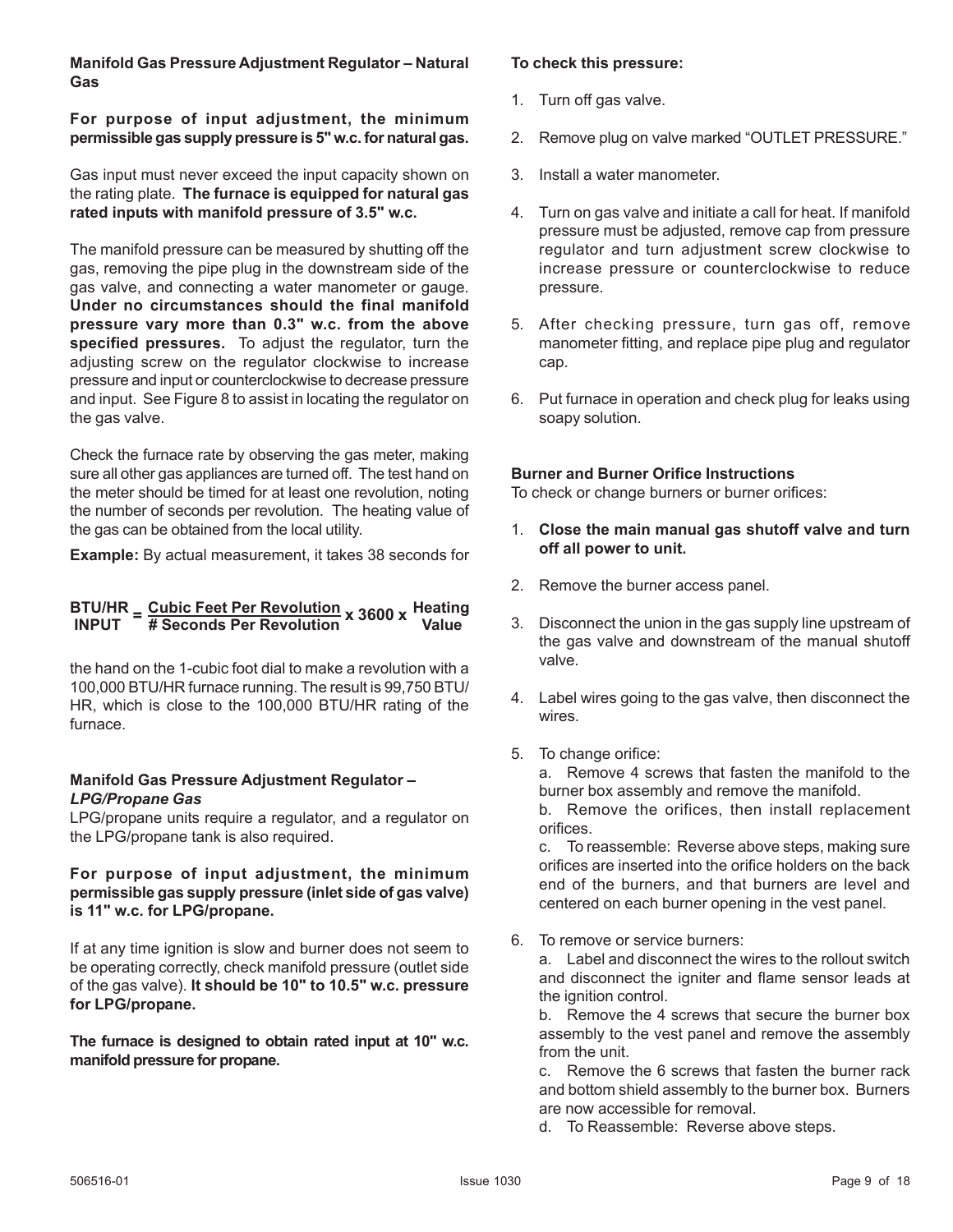### Manifold Gas Pressure Adjustment Regulator – Natural Gas

**For purpose of input adjustment, the minimum permissible gas supply pressure is 5" w.c. for natural gas.**

Gas input must never exceed the input capacity shown on the rating plate. **The furnace is equipped for natural gas rated inputs with manifold pressure of 3.5" w.c.**

The manifold pressure can be measured by shutting off the gas, removing the pipe plug in the downstream side of the gas valve, and connecting a water manometer or gauge. **Under no circumstances should the final manifold pressure vary more than 0.3" w.c. from the above specified pressures.** To adjust the regulator, turn the adjusting screw on the regulator clockwise to increase pressure and input or counterclockwise to decrease pressure and input. See Figure 8 to assist in locating the regulator on the gas valve.

Check the furnace rate by observing the gas meter, making sure all other gas appliances are turned off. The test hand on the meter should be timed for at least one revolution, noting the number of seconds per revolution. The heating value of the gas can be obtained from the local utility.

**Example:** By actual measurement, it takes 38 seconds for the hand on the 1-cubic foot dial to make a revolution with a 100,000 BTU/HR furnace running. The result is 99,750 BTU/HR, which is close to the 100,000 BTU/HR rating of the furnace.

$$\text{BTU/HR INPUT} = \frac{\text{Cubic Feet Per Revolution}}{\text{\# Seconds Per Revolution}} \times 3600 \times \text{Heating Value}$$

### Manifold Gas Pressure Adjustment Regulator – *LPG/Propane Gas*

LPG/propane units require a regulator, and a regulator on the LPG/propane tank is also required.

**For purpose of input adjustment, the minimum permissible gas supply pressure (inlet side of gas valve) is 11" w.c. for LPG/propane.**

If at any time ignition is slow and burner does not seem to be operating correctly, check manifold pressure (outlet side of the gas valve). **It should be 10" to 10.5" w.c. pressure for LPG/propane.**

**The furnace is designed to obtain rated input at 10" w.c. manifold pressure for propane.**

**To check this pressure:**

1. Turn off gas valve.
2. Remove plug on valve marked "OUTLET PRESSURE."
3. Install a water manometer.
4. Turn on gas valve and initiate a call for heat. If manifold pressure must be adjusted, remove cap from pressure regulator and turn adjustment screw clockwise to increase pressure or counterclockwise to reduce pressure.
5. After checking pressure, turn gas off, remove manometer fitting, and replace pipe plug and regulator cap.
6. Put furnace in operation and check plug for leaks using soapy solution.

### Burner and Burner Orifice Instructions

To check or change burners or burner orifices:

1. **Close the main manual gas shutoff valve and turn off all power to unit.**
2. Remove the burner access panel.
3. Disconnect the union in the gas supply line upstream of the gas valve and downstream of the manual shutoff valve.
4. Label wires going to the gas valve, then disconnect the wires.
5. To change orifice:
   a. Remove 4 screws that fasten the manifold to the burner box assembly and remove the manifold.
   b. Remove the orifices, then install replacement orifices.
   c. To reassemble: Reverse above steps, making sure orifices are inserted into the orifice holders on the back end of the burners, and that burners are level and centered on each burner opening in the vest panel.
6. To remove or service burners:
   a. Label and disconnect the wires to the rollout switch and disconnect the igniter and flame sensor leads at the ignition control.
   b. Remove the 4 screws that secure the burner box assembly to the vest panel and remove the assembly from the unit.
   c. Remove the 6 screws that fasten the burner rack and bottom shield assembly to the burner box. Burners are now accessible for removal.
   d. To Reassemble: Reverse above steps.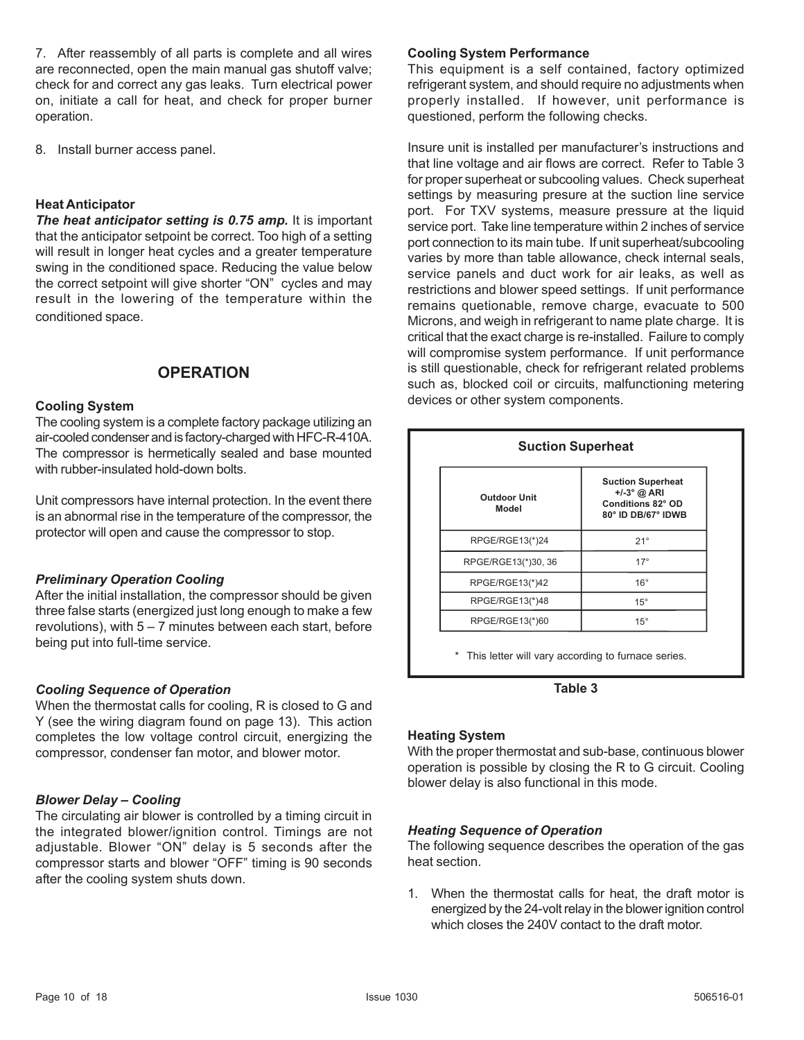7. After reassembly of all parts is complete and all wires are reconnected, open the main manual gas shutoff valve; check for and correct any gas leaks. Turn electrical power on, initiate a call for heat, and check for proper burner operation.

8. Install burner access panel.

**Heat Anticipator**

***The heat anticipator setting is 0.75 amp.*** It is important that the anticipator setpoint be correct. Too high of a setting will result in longer heat cycles and a greater temperature swing in the conditioned space. Reducing the value below the correct setpoint will give shorter "ON" cycles and may result in the lowering of the temperature within the conditioned space.

## OPERATION

**Cooling System**

The cooling system is a complete factory package utilizing an air-cooled condenser and is factory-charged with HFC-R-410A. The compressor is hermetically sealed and base mounted with rubber-insulated hold-down bolts.

Unit compressors have internal protection. In the event there is an abnormal rise in the temperature of the compressor, the protector will open and cause the compressor to stop.

***Preliminary Operation Cooling***

After the initial installation, the compressor should be given three false starts (energized just long enough to make a few revolutions), with 5 – 7 minutes between each start, before being put into full-time service.

***Cooling Sequence of Operation***

When the thermostat calls for cooling, R is closed to G and Y (see the wiring diagram found on page 13). This action completes the low voltage control circuit, energizing the compressor, condenser fan motor, and blower motor.

***Blower Delay – Cooling***

The circulating air blower is controlled by a timing circuit in the integrated blower/ignition control. Timings are not adjustable. Blower "ON" delay is 5 seconds after the compressor starts and blower "OFF" timing is 90 seconds after the cooling system shuts down.

**Cooling System Performance**

This equipment is a self contained, factory optimized refrigerant system, and should require no adjustments when properly installed. If however, unit performance is questioned, perform the following checks.

Insure unit is installed per manufacturer's instructions and that line voltage and air flows are correct. Refer to Table 3 for proper superheat or subcooling values. Check superheat settings by measuring presure at the suction line service port. For TXV systems, measure pressure at the liquid service port. Take line temperature within 2 inches of service port connection to its main tube. If unit superheat/subcooling varies by more than table allowance, check internal seals, service panels and duct work for air leaks, as well as restrictions and blower speed settings. If unit performance remains quetionable, remove charge, evacuate to 500 Microns, and weigh in refrigerant to name plate charge. It is critical that the exact charge is re-installed. Failure to comply will compromise system performance. If unit performance is still questionable, check for refrigerant related problems such as, blocked coil or circuits, malfunctioning metering devices or other system components.

**Suction Superheat**

| Outdoor Unit Model | Suction Superheat +/-3° @ ARI Conditions 82° OD 80° ID DB/67° IDWB |
|---|---|
| RPGE/RGE13(*)24 | 21° |
| RPGE/RGE13(*)30, 36 | 17° |
| RPGE/RGE13(*)42 | 16° |
| RPGE/RGE13(*)48 | 15° |
| RPGE/RGE13(*)60 | 15° |

\* This letter will vary according to furnace series.

**Table 3**

**Heating System**

With the proper thermostat and sub-base, continuous blower operation is possible by closing the R to G circuit. Cooling blower delay is also functional in this mode.

***Heating Sequence of Operation***

The following sequence describes the operation of the gas heat section.

1. When the thermostat calls for heat, the draft motor is energized by the 24-volt relay in the blower ignition control which closes the 240V contact to the draft motor.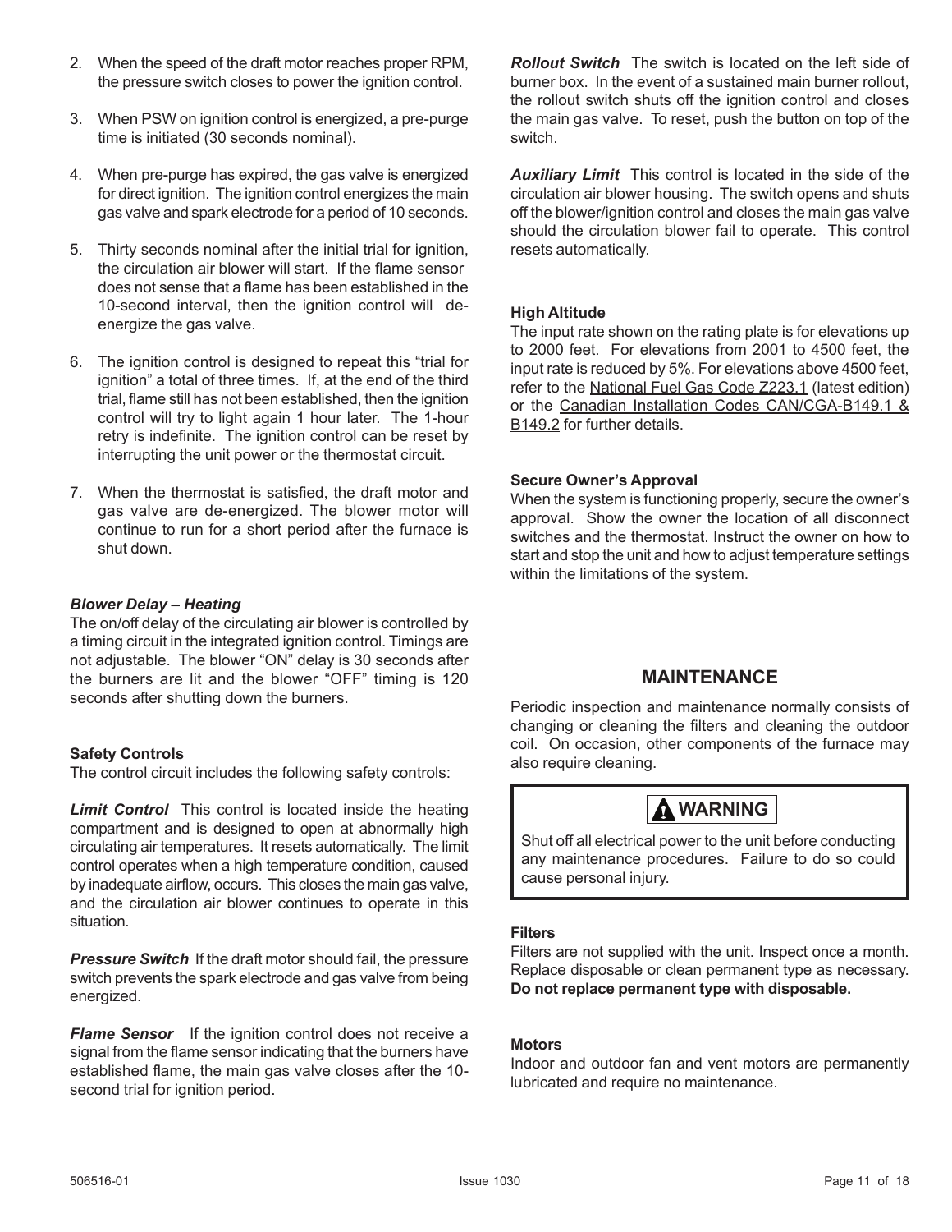2. When the speed of the draft motor reaches proper RPM, the pressure switch closes to power the ignition control.

3. When PSW on ignition control is energized, a pre-purge time is initiated (30 seconds nominal).

4. When pre-purge has expired, the gas valve is energized for direct ignition. The ignition control energizes the main gas valve and spark electrode for a period of 10 seconds.

5. Thirty seconds nominal after the initial trial for ignition, the circulation air blower will start. If the flame sensor does not sense that a flame has been established in the 10-second interval, then the ignition control will de-energize the gas valve.

6. The ignition control is designed to repeat this “trial for ignition” a total of three times. If, at the end of the third trial, flame still has not been established, then the ignition control will try to light again 1 hour later. The 1-hour retry is indefinite. The ignition control can be reset by interrupting the unit power or the thermostat circuit.

7. When the thermostat is satisfied, the draft motor and gas valve are de-energized. The blower motor will continue to run for a short period after the furnace is shut down.

### *Blower Delay – Heating*

The on/off delay of the circulating air blower is controlled by a timing circuit in the integrated ignition control. Timings are not adjustable. The blower “ON” delay is 30 seconds after the burners are lit and the blower “OFF” timing is 120 seconds after shutting down the burners.

### Safety Controls

The control circuit includes the following safety controls:

***Limit Control*** This control is located inside the heating compartment and is designed to open at abnormally high circulating air temperatures. It resets automatically. The limit control operates when a high temperature condition, caused by inadequate airflow, occurs. This closes the main gas valve, and the circulation air blower continues to operate in this situation.

***Pressure Switch*** If the draft motor should fail, the pressure switch prevents the spark electrode and gas valve from being energized.

***Flame Sensor*** If the ignition control does not receive a signal from the flame sensor indicating that the burners have established flame, the main gas valve closes after the 10-second trial for ignition period.

***Rollout Switch*** The switch is located on the left side of burner box. In the event of a sustained main burner rollout, the rollout switch shuts off the ignition control and closes the main gas valve. To reset, push the button on top of the switch.

***Auxiliary Limit*** This control is located in the side of the circulation air blower housing. The switch opens and shuts off the blower/ignition control and closes the main gas valve should the circulation blower fail to operate. This control resets automatically.

### High Altitude

The input rate shown on the rating plate is for elevations up to 2000 feet. For elevations from 2001 to 4500 feet, the input rate is reduced by 5%. For elevations above 4500 feet, refer to the National Fuel Gas Code Z223.1 (latest edition) or the Canadian Installation Codes CAN/CGA-B149.1 & B149.2 for further details.

### Secure Owner’s Approval

When the system is functioning properly, secure the owner’s approval. Show the owner the location of all disconnect switches and the thermostat. Instruct the owner on how to start and stop the unit and how to adjust temperature settings within the limitations of the system.

## MAINTENANCE

Periodic inspection and maintenance normally consists of changing or cleaning the filters and cleaning the outdoor coil. On occasion, other components of the furnace may also require cleaning.

> **⚠ WARNING**
>
> Shut off all electrical power to the unit before conducting any maintenance procedures. Failure to do so could cause personal injury.

### Filters

Filters are not supplied with the unit. Inspect once a month. Replace disposable or clean permanent type as necessary. **Do not replace permanent type with disposable.**

### Motors

Indoor and outdoor fan and vent motors are permanently lubricated and require no maintenance.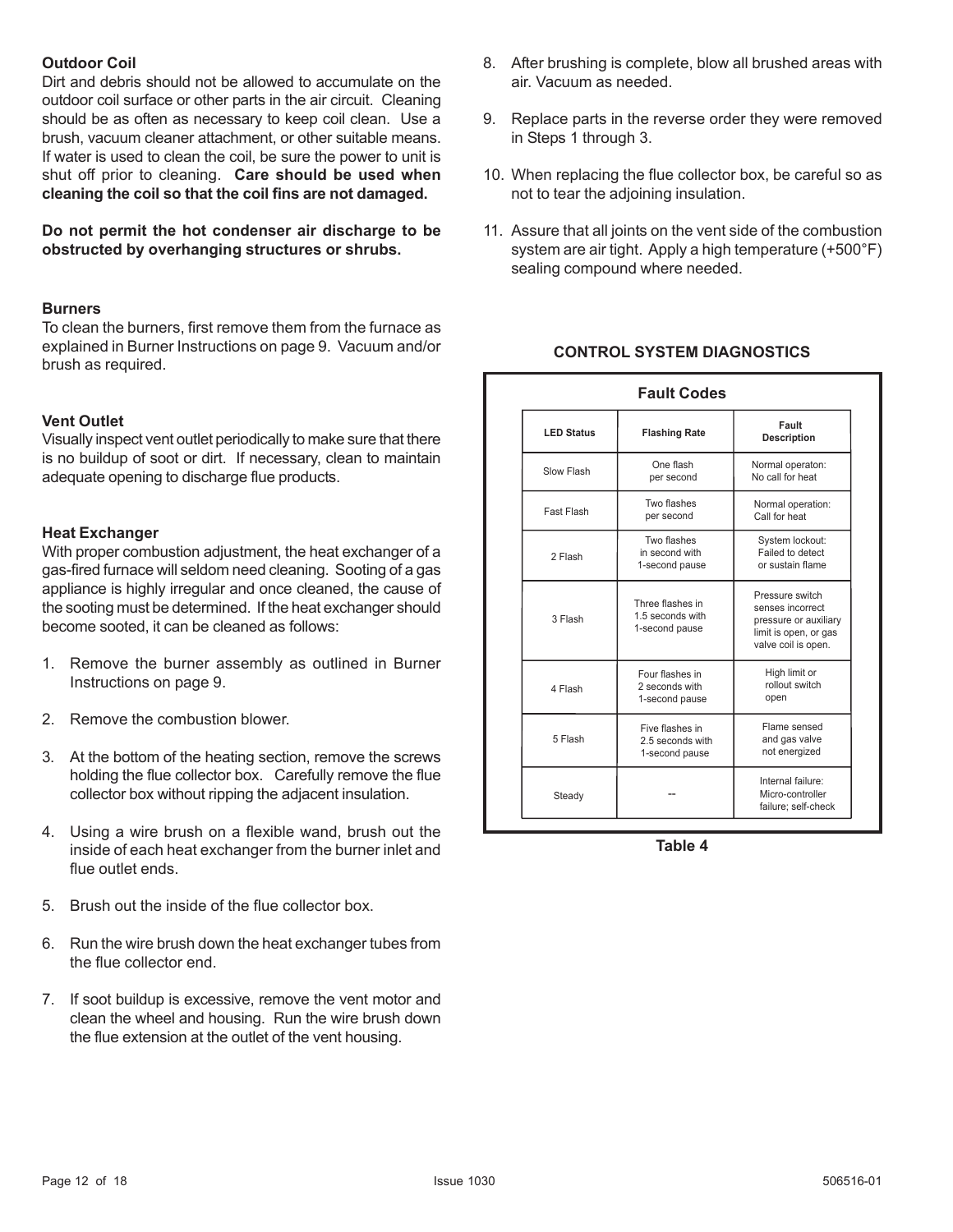### Outdoor Coil

Dirt and debris should not be allowed to accumulate on the outdoor coil surface or other parts in the air circuit. Cleaning should be as often as necessary to keep coil clean. Use a brush, vacuum cleaner attachment, or other suitable means. If water is used to clean the coil, be sure the power to unit is shut off prior to cleaning. **Care should be used when cleaning the coil so that the coil fins are not damaged.**

**Do not permit the hot condenser air discharge to be obstructed by overhanging structures or shrubs.**

### Burners

To clean the burners, first remove them from the furnace as explained in Burner Instructions on page 9. Vacuum and/or brush as required.

### Vent Outlet

Visually inspect vent outlet periodically to make sure that there is no buildup of soot or dirt. If necessary, clean to maintain adequate opening to discharge flue products.

### Heat Exchanger

With proper combustion adjustment, the heat exchanger of a gas-fired furnace will seldom need cleaning. Sooting of a gas appliance is highly irregular and once cleaned, the cause of the sooting must be determined. If the heat exchanger should become sooted, it can be cleaned as follows:

1. Remove the burner assembly as outlined in Burner Instructions on page 9.
2. Remove the combustion blower.
3. At the bottom of the heating section, remove the screws holding the flue collector box. Carefully remove the flue collector box without ripping the adjacent insulation.
4. Using a wire brush on a flexible wand, brush out the inside of each heat exchanger from the burner inlet and flue outlet ends.
5. Brush out the inside of the flue collector box.
6. Run the wire brush down the heat exchanger tubes from the flue collector end.
7. If soot buildup is excessive, remove the vent motor and clean the wheel and housing. Run the wire brush down the flue extension at the outlet of the vent housing.
8. After brushing is complete, blow all brushed areas with air. Vacuum as needed.
9. Replace parts in the reverse order they were removed in Steps 1 through 3.
10. When replacing the flue collector box, be careful so as not to tear the adjoining insulation.
11. Assure that all joints on the vent side of the combustion system are air tight. Apply a high temperature (+500°F) sealing compound where needed.

## CONTROL SYSTEM DIAGNOSTICS

**Fault Codes**

| LED Status | Flashing Rate | Fault Description |
|---|---|---|
| Slow Flash | One flash per second | Normal operaton: No call for heat |
| Fast Flash | Two flashes per second | Normal operation: Call for heat |
| 2 Flash | Two flashes in second with 1-second pause | System lockout: Failed to detect or sustain flame |
| 3 Flash | Three flashes in 1.5 seconds with 1-second pause | Pressure switch senses incorrect pressure or auxiliary limit is open, or gas valve coil is open. |
| 4 Flash | Four flashes in 2 seconds with 1-second pause | High limit or rollout switch open |
| 5 Flash | Five flashes in 2.5 seconds with 1-second pause | Flame sensed and gas valve not energized |
| Steady | -- | Internal failure: Micro-controller failure; self-check |

**Table 4**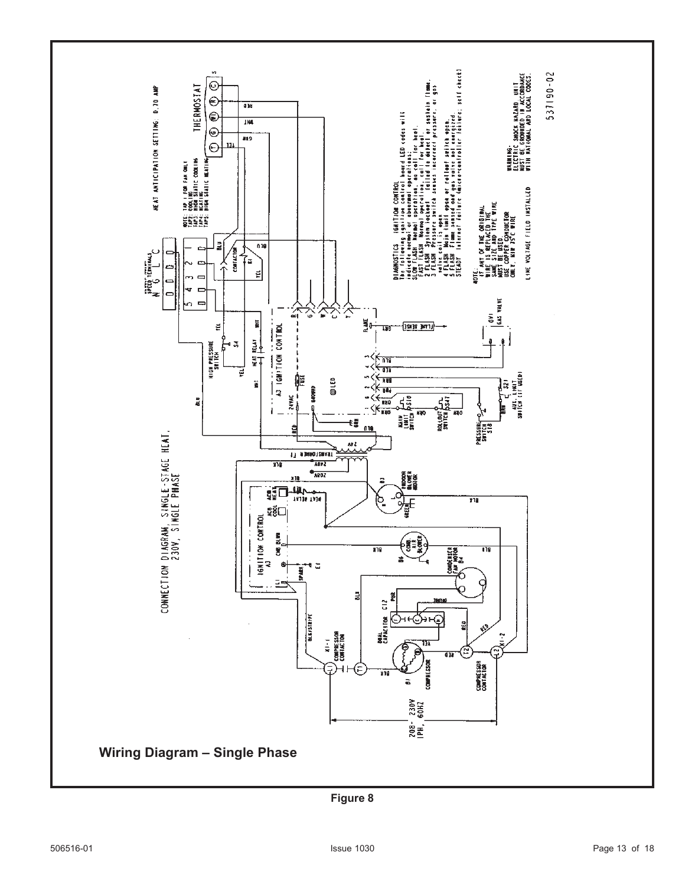CONNECTION DIAGRAM, SINGLE-STAGE HEAT, 230V, SINGLE PHASE

HEAT ANTICIPATION SETTING: 0.70 AMP

NOTE: TAP1: FOR FAN ONLY
TAP2: COOLING
TAP3: HIGH STATIC COOLING
TAP4: HEATING
TAP5: HIGH STATIC HEATING

DIAGNOSTICS IGNITION CONTROL
The following ignition control board LED codes will indicate normal or abnormal operations:
SLOW FLASH Normal operation, no call for heat.
FAST FLASH Normal operation, call for heat.
2 FLASH System lockout failed to detect or sustain flame.
3 FLASH Pressure switch senses incorrect pressure, or gas valve coil is open.
4 FLASH Main limit open or rollout switch open.
5 FLASH Flame sensed and gas valve not energized.
STEADY Internal failure (micro-controller failure; self check)

NOTE:
IF ANY OF THE ORIGINAL WIRE IS REPLACED THE SAME SIZE AND TYPE WIRE MUST BE USED.
USE COPPER CONDUCTOR ONLY, MIN 75°C WIRE

LINE VOLTAGE FIELD INSTALLED

WARNING:
ELECTRIC SHOCK HAZARD. UNIT MUST BE GROUNDED IN ACCORDANCE WITH NATIONAL AND LOCAL CODES.

537190-02

208-230V 1PH, 60HZ

**Wiring Diagram – Single Phase**

Figure 8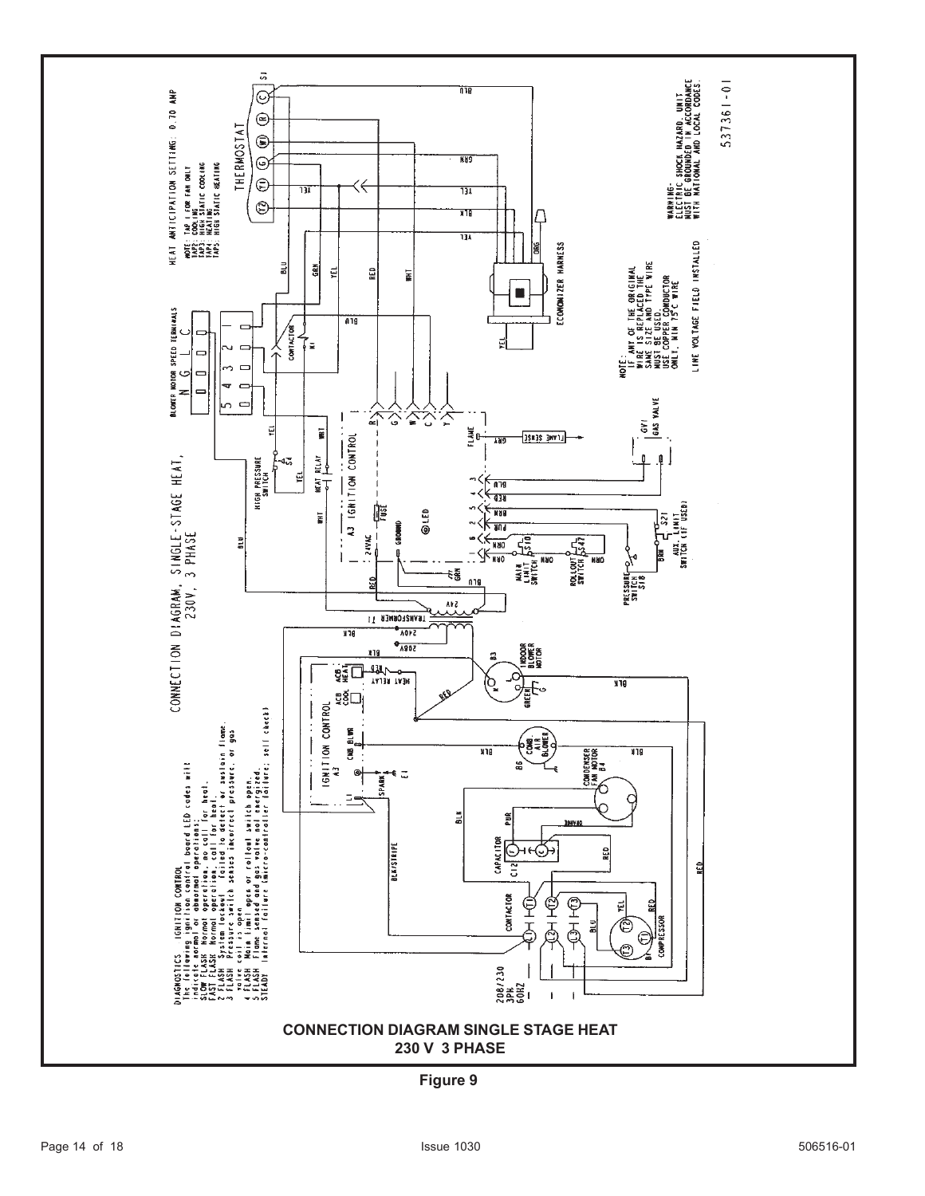**CONNECTION DIAGRAM SINGLE STAGE HEAT**
**230 V 3 PHASE**

**Figure 9**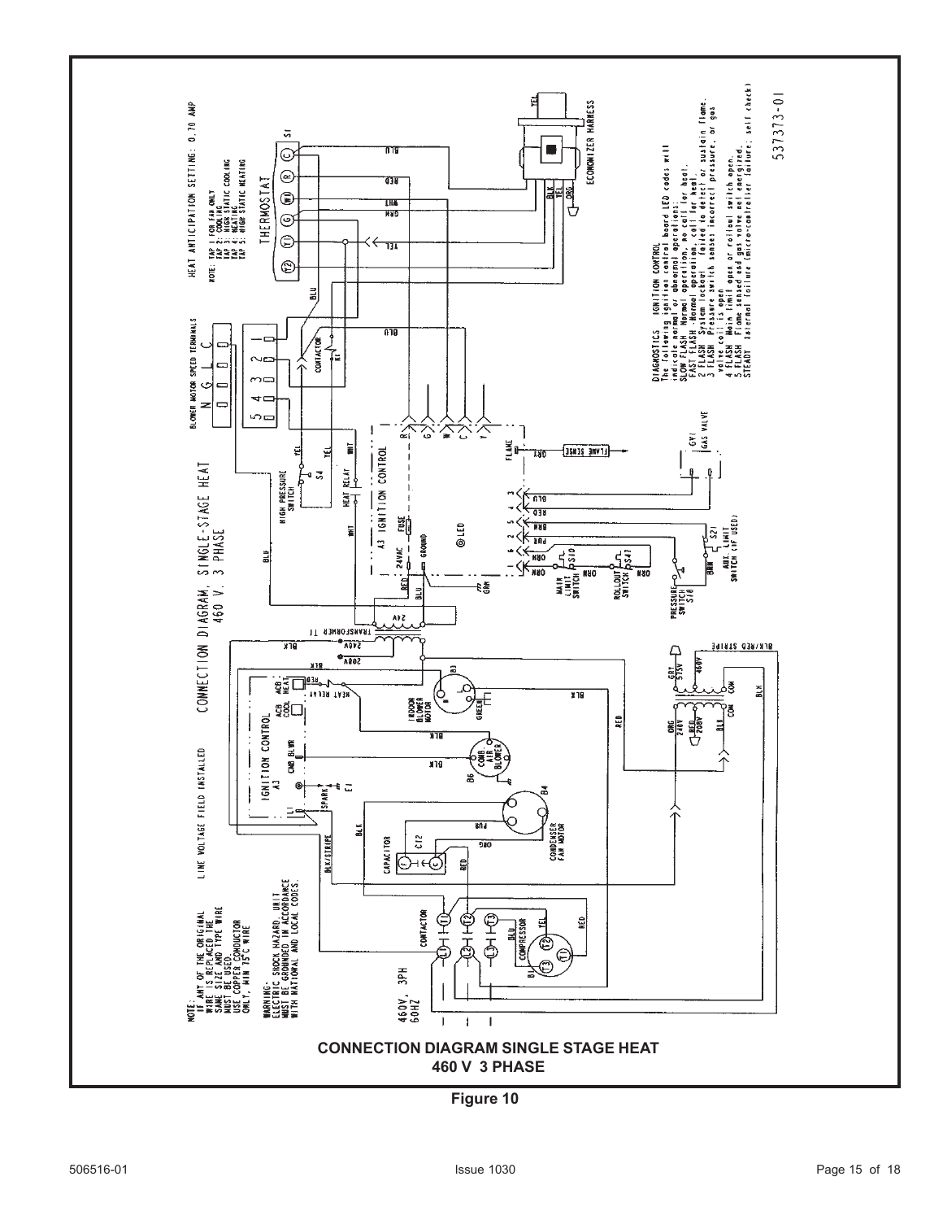CONNECTION DIAGRAM, SINGLE-STAGE HEAT
460 V. 3 PHASE

NOTE:
IF ANY OF THE ORIGINAL WIRE IS REPLACED THE SAME SIZE AND TYPE WIRE MUST BE USED.
USE COPPER CONDUCTOR ONLY, MIN 75°C WIRE

WARNING- SHOCK HAZARD, UNIT MUST BE GROUNDED IN ACCORDANCE WITH NATIONAL AND LOCAL CODES.

LINE VOLTAGE FIELD INSTALLED

HEAT ANTICIPATION SETTING: 0.70 AMP

NOTE: TAP 1: FOR FAN ONLY
TAP 2: COOLING
TAP 3: HIGH STATIC COOLING
TAP 4: HEATING
TAP 5: HIGH STATIC HEATING

BLOWER MOTOR SPEED TERMINALS

THERMOSTAT

ECONOMIZER HARNESS

DIAGNOSTICS IGNITION CONTROL
The following ignition control board LED codes will indicate normal or abnormal operations:
SLOW FLASH Normal operation, no call for heat.
FAST FLASH Normal operation, call for heat.
2 FLASH System lockout failed to detect or sustain flame.
3 FLASH Pressure switch senses incorrect pressure, or gas valve coil is open
4 FLASH Main limit open or rollout switch open.
5 FLASH Flame sensed and gas valve not energized.
STEADY Internal failure (micro-controller failure; self check)

537373-01

**CONNECTION DIAGRAM SINGLE STAGE HEAT**
**460 V 3 PHASE**

**Figure 10**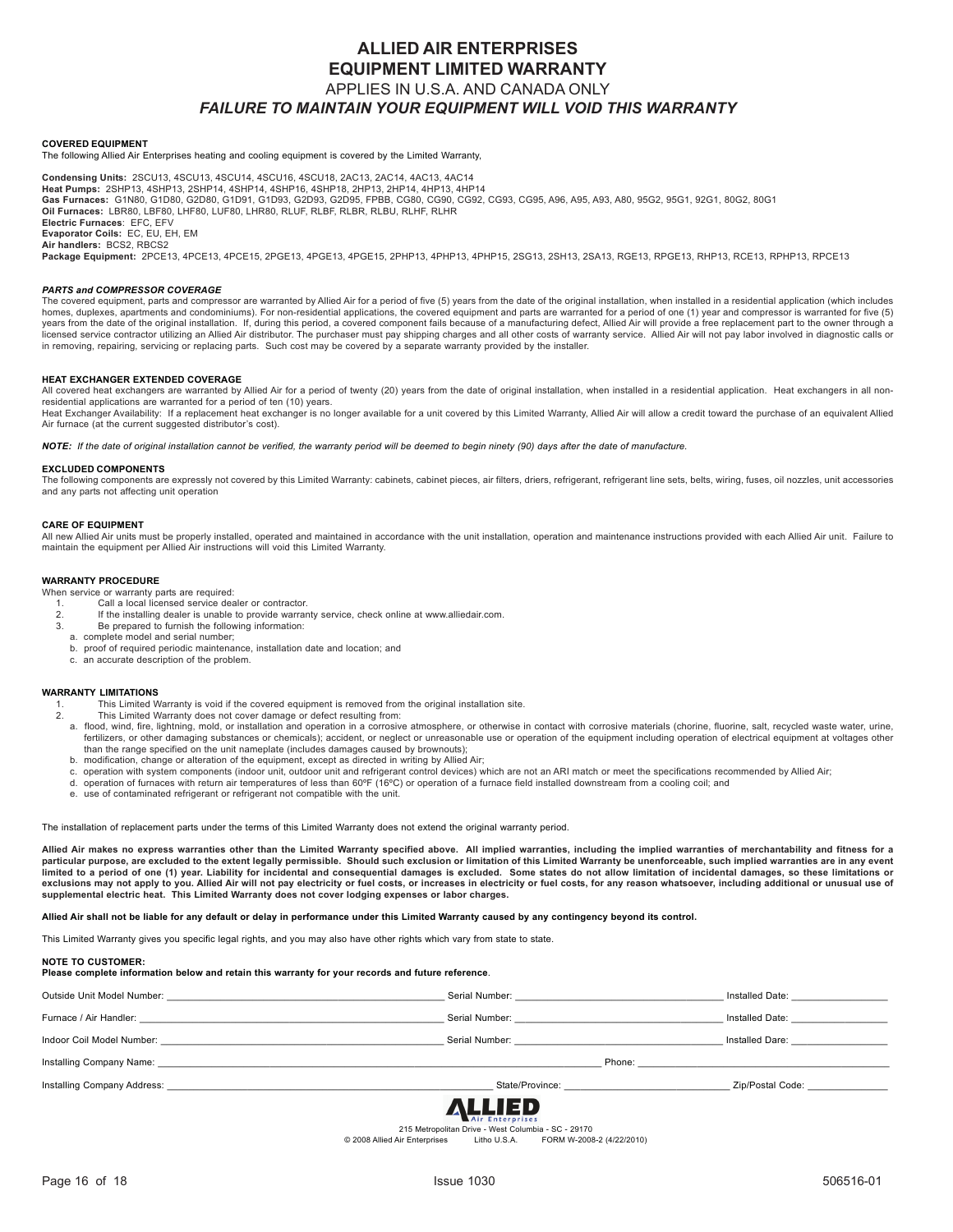# ALLIED AIR ENTERPRISES
# EQUIPMENT LIMITED WARRANTY

APPLIES IN U.S.A. AND CANADA ONLY

***FAILURE TO MAINTAIN YOUR EQUIPMENT WILL VOID THIS WARRANTY***

**COVERED EQUIPMENT**

The following Allied Air Enterprises heating and cooling equipment is covered by the Limited Warranty,

**Condensing Units:** 2SCU13, 4SCU13, 4SCU14, 4SCU16, 4SCU18, 2AC13, 2AC14, 4AC13, 4AC14
**Heat Pumps:** 2SHP13, 4SHP13, 2SHP14, 4SHP14, 4SHP16, 4SHP18, 2HP13, 2HP14, 4HP13, 4HP14
**Gas Furnaces:** G1N80, G1D80, G2D80, G1D91, G1D93, G2D93, G2D95, FPBB, CG80, CG90, CG92, CG93, CG95, A96, A95, A93, A80, 95G2, 95G1, 92G1, 80G2, 80G1
**Oil Furnaces:** LBR80, LBF80, LHF80, LUF80, LHR80, RLUF, RLBF, RLBR, RLBU, RLHF, RLHR
**Electric Furnaces**: EFC, EFV
**Evaporator Coils:** EC, EU, EH, EM
**Air handlers:** BCS2, RBCS2
**Package Equipment:** 2PCE13, 4PCE13, 4PCE15, 2PGE13, 4PGE13, 4PGE15, 2PHP13, 4PHP13, 4PHP15, 2SG13, 2SH13, 2SA13, RGE13, RPGE13, RHP13, RCE13, RPHP13, RPCE13

***PARTS and COMPRESSOR COVERAGE***

The covered equipment, parts and compressor are warranted by Allied Air for a period of five (5) years from the date of the original installation, when installed in a residential application (which includes homes, duplexes, apartments and condominiums). For non-residential applications, the covered equipment and parts are warranted for a period of one (1) year and compressor is warranted for five (5) years from the date of the original installation. If, during this period, a covered component fails because of a manufacturing defect, Allied Air will provide a free replacement part to the owner through a licensed service contractor utilizing an Allied Air distributor. The purchaser must pay shipping charges and all other costs of warranty service. Allied Air will not pay labor involved in diagnostic calls or in removing, repairing, servicing or replacing parts. Such cost may be covered by a separate warranty provided by the installer.

**HEAT EXCHANGER EXTENDED COVERAGE**

All covered heat exchangers are warranted by Allied Air for a period of twenty (20) years from the date of original installation, when installed in a residential application. Heat exchangers in all non-residential applications are warranted for a period of ten (10) years.

Heat Exchanger Availability: If a replacement heat exchanger is no longer available for a unit covered by this Limited Warranty, Allied Air will allow a credit toward the purchase of an equivalent Allied Air furnace (at the current suggested distributor's cost).

***NOTE:** If the date of original installation cannot be verified, the warranty period will be deemed to begin ninety (90) days after the date of manufacture.*

**EXCLUDED COMPONENTS**

The following components are expressly not covered by this Limited Warranty: cabinets, cabinet pieces, air filters, driers, refrigerant, refrigerant line sets, belts, wiring, fuses, oil nozzles, unit accessories and any parts not affecting unit operation

**CARE OF EQUIPMENT**

All new Allied Air units must be properly installed, operated and maintained in accordance with the unit installation, operation and maintenance instructions provided with each Allied Air unit. Failure to maintain the equipment per Allied Air instructions will void this Limited Warranty.

**WARRANTY PROCEDURE**

When service or warranty parts are required:

1. Call a local licensed service dealer or contractor.
2. If the installing dealer is unable to provide warranty service, check online at www.alliedair.com.
3. Be prepared to furnish the following information:
   a. complete model and serial number;
   b. proof of required periodic maintenance, installation date and location; and
   c. an accurate description of the problem.

**WARRANTY LIMITATIONS**

1. This Limited Warranty is void if the covered equipment is removed from the original installation site.
2. This Limited Warranty does not cover damage or defect resulting from:
   a. flood, wind, fire, lightning, mold, or installation and operation in a corrosive atmosphere, or otherwise in contact with corrosive materials (chorine, fluorine, salt, recycled waste water, urine, fertilizers, or other damaging substances or chemicals); accident, or neglect or unreasonable use or operation of the equipment including operation of electrical equipment at voltages other than the range specified on the unit nameplate (includes damages caused by brownouts);
   b. modification, change or alteration of the equipment, except as directed in writing by Allied Air;
   c. operation with system components (indoor unit, outdoor unit and refrigerant control devices) which are not an ARI match or meet the specifications recommended by Allied Air;
   d. operation of furnaces with return air temperatures of less than 60ºF (16ºC) or operation of a furnace field installed downstream from a cooling coil; and
   e. use of contaminated refrigerant or refrigerant not compatible with the unit.

The installation of replacement parts under the terms of this Limited Warranty does not extend the original warranty period.

**Allied Air makes no express warranties other than the Limited Warranty specified above. All implied warranties, including the implied warranties of merchantability and fitness for a particular purpose, are excluded to the extent legally permissible. Should such exclusion or limitation of this Limited Warranty be unenforceable, such implied warranties are in any event limited to a period of one (1) year. Liability for incidental and consequential damages is excluded. Some states do not allow limitation of incidental damages, so these limitations or exclusions may not apply to you. Allied Air will not pay electricity or fuel costs, or increases in electricity or fuel costs, for any reason whatsoever, including additional or unusual use of supplemental electric heat. This Limited Warranty does not cover lodging expenses or labor charges.**

**Allied Air shall not be liable for any default or delay in performance under this Limited Warranty caused by any contingency beyond its control.**

This Limited Warranty gives you specific legal rights, and you may also have other rights which vary from state to state.

**NOTE TO CUSTOMER:**
**Please complete information below and retain this warranty for your records and future reference**.

Outside Unit Model Number: ______________________ Serial Number: ______________________ Installed Date: ____________

Furnace / Air Handler: ______________________ Serial Number: ______________________ Installed Date: ____________

Indoor Coil Model Number: ______________________ Serial Number: ______________________ Installed Dare: ____________

Installing Company Name: ______________________ Phone: ______________________

Installing Company Address: ______________________ State/Province: ______________________ Zip/Postal Code: ____________

ALLIED Air Enterprises

215 Metropolitan Drive - West Columbia - SC - 29170

© 2008 Allied Air Enterprises Litho U.S.A. FORM W-2008-2 (4/22/2010)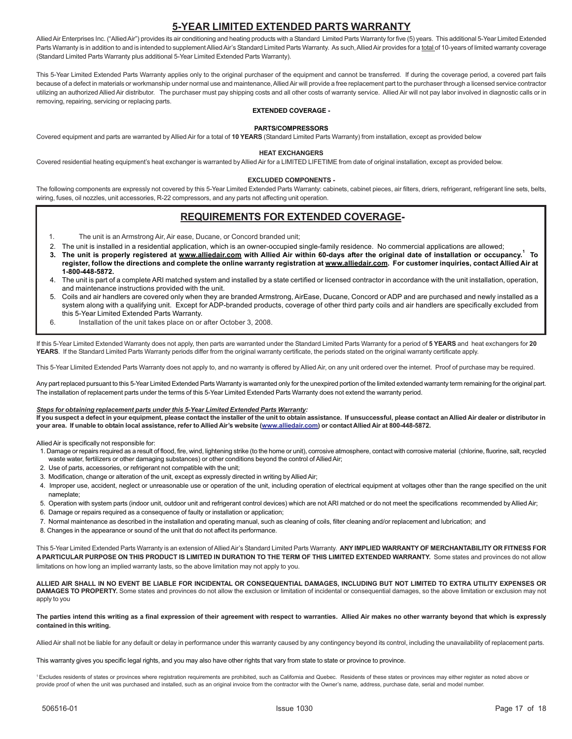# 5-YEAR LIMITED EXTENDED PARTS WARRANTY

Allied Air Enterprises Inc. ("Allied Air") provides its air conditioning and heating products with a Standard Limited Parts Warranty for five (5) years. This additional 5-Year Limited Extended Parts Warranty is in addition to and is intended to supplement Allied Air's Standard Limited Parts Warranty. As such, Allied Air provides for a total of 10-years of limited warranty coverage (Standard Limited Parts Warranty plus additional 5-Year Limited Extended Parts Warranty).

This 5-Year Limited Extended Parts Warranty applies only to the original purchaser of the equipment and cannot be transferred. If during the coverage period, a covered part fails because of a defect in materials or workmanship under normal use and maintenance, Allied Air will provide a free replacement part to the purchaser through a licensed service contractor utilizing an authorized Allied Air distributor. The purchaser must pay shipping costs and all other costs of warranty service. Allied Air will not pay labor involved in diagnostic calls or in removing, repairing, servicing or replacing parts.

**EXTENDED COVERAGE -**

**PARTS/COMPRESSORS**

Covered equipment and parts are warranted by Allied Air for a total of **10 YEARS** (Standard Limited Parts Warranty) from installation, except as provided below

**HEAT EXCHANGERS**

Covered residential heating equipment's heat exchanger is warranted by Allied Air for a LIMITED LIFETIME from date of original installation, except as provided below.

**EXCLUDED COMPONENTS -**

The following components are expressly not covered by this 5-Year Limited Extended Parts Warranty: cabinets, cabinet pieces, air filters, driers, refrigerant, refrigerant line sets, belts, wiring, fuses, oil nozzles, unit accessories, R-22 compressors, and any parts not affecting unit operation.

## REQUIREMENTS FOR EXTENDED COVERAGE-

1. The unit is an Armstrong Air, Air ease, Ducane, or Concord branded unit;
2. The unit is installed in a residential application, which is an owner-occupied single-family residence. No commercial applications are allowed;
3. **The unit is properly registered at www.alliedair.com with Allied Air within 60-days after the original date of installation or occupancy.[1] To register, follow the directions and complete the online warranty registration at www.alliedair.com. For customer inquiries, contact Allied Air at 1-800-448-5872.**
4. The unit is part of a complete ARI matched system and installed by a state certified or licensed contractor in accordance with the unit installation, operation, and maintenance instructions provided with the unit.
5. Coils and air handlers are covered only when they are branded Armstrong, AirEase, Ducane, Concord or ADP and are purchased and newly installed as a system along with a qualifying unit. Except for ADP-branded products, coverage of other third party coils and air handlers are specifically excluded from this 5-Year Limited Extended Parts Warranty.
6. Installation of the unit takes place on or after October 3, 2008.

If this 5-Year Limited Extended Warranty does not apply, then parts are warranted under the Standard Limited Parts Warranty for a period of **5 YEARS** and heat exchangers for **20 YEARS**. If the Standard Limited Parts Warranty periods differ from the original warranty certificate, the periods stated on the original warranty certificate apply.

This 5-Year Llimited Extended Parts Warranty does not apply to, and no warranty is offered by Allied Air, on any unit ordered over the internet. Proof of purchase may be required.

Any part replaced pursuant to this 5-Year Limited Extended Parts Warranty is warranted only for the unexpired portion of the limited extended warranty term remaining for the original part. The installation of replacement parts under the terms of this 5-Year Limited Extended Parts Warranty does not extend the warranty period.

***Steps for obtaining replacement parts under this 5-Year Limited Extended Parts Warranty:***

**If you suspect a defect in your equipment, please contact the installer of the unit to obtain assistance. If unsuccessful, please contact an Allied Air dealer or distributor in your area. If unable to obtain local assistance, refer to Allied Air's website (www.alliedair.com) or contact Allied Air at 800-448-5872.**

Allied Air is specifically not responsible for:

1. Damage or repairs required as a result of flood, fire, wind, lightening strike (to the home or unit), corrosive atmosphere, contact with corrosive material (chlorine, fluorine, salt, recycled waste water, fertilizers or other damaging substances) or other conditions beyond the control of Allied Air;
2. Use of parts, accessories, or refrigerant not compatible with the unit;
3. Modification, change or alteration of the unit, except as expressly directed in writing by Allied Air;
4. Improper use, accident, neglect or unreasonable use or operation of the unit, including operation of electrical equipment at voltages other than the range specified on the unit nameplate;
5. Operation with system parts (indoor unit, outdoor unit and refrigerant control devices) which are not ARI matched or do not meet the specifications recommended by Allied Air;
6. Damage or repairs required as a consequence of faulty or installation or application;
7. Normal maintenance as described in the installation and operating manual, such as cleaning of coils, filter cleaning and/or replacement and lubrication; and
8. Changes in the appearance or sound of the unit that do not affect its performance.

This 5-Year Limited Extended Parts Warranty is an extension of Allied Air's Standard Limited Parts Warranty. **ANY IMPLIED WARRANTY OF MERCHANTABILITY OR FITNESS FOR A PARTICULAR PURPOSE ON THIS PRODUCT IS LIMITED IN DURATION TO THE TERM OF THIS LIMITED EXTENDED WARRANTY.** Some states and provinces do not allow limitations on how long an implied warranty lasts, so the above limitation may not apply to you.

**ALLIED AIR SHALL IN NO EVENT BE LIABLE FOR INCIDENTAL OR CONSEQUENTIAL DAMAGES, INCLUDING BUT NOT LIMITED TO EXTRA UTILITY EXPENSES OR DAMAGES TO PROPERTY.** Some states and provinces do not allow the exclusion or limitation of incidental or consequential damages, so the above limitation or exclusion may not apply to you

**The parties intend this writing as a final expression of their agreement with respect to warranties. Allied Air makes no other warranty beyond that which is expressly contained in this writing.**

Allied Air shall not be liable for any default or delay in performance under this warranty caused by any contingency beyond its control, including the unavailability of replacement parts.

This warranty gives you specific legal rights, and you may also have other rights that vary from state to state or province to province.

[1] Excludes residents of states or provinces where registration requirements are prohibited, such as California and Quebec. Residents of these states or provinces may either register as noted above or provide proof of when the unit was purchased and installed, such as an original invoice from the contractor with the Owner's name, address, purchase date, serial and model number.

506516-01 Issue 1030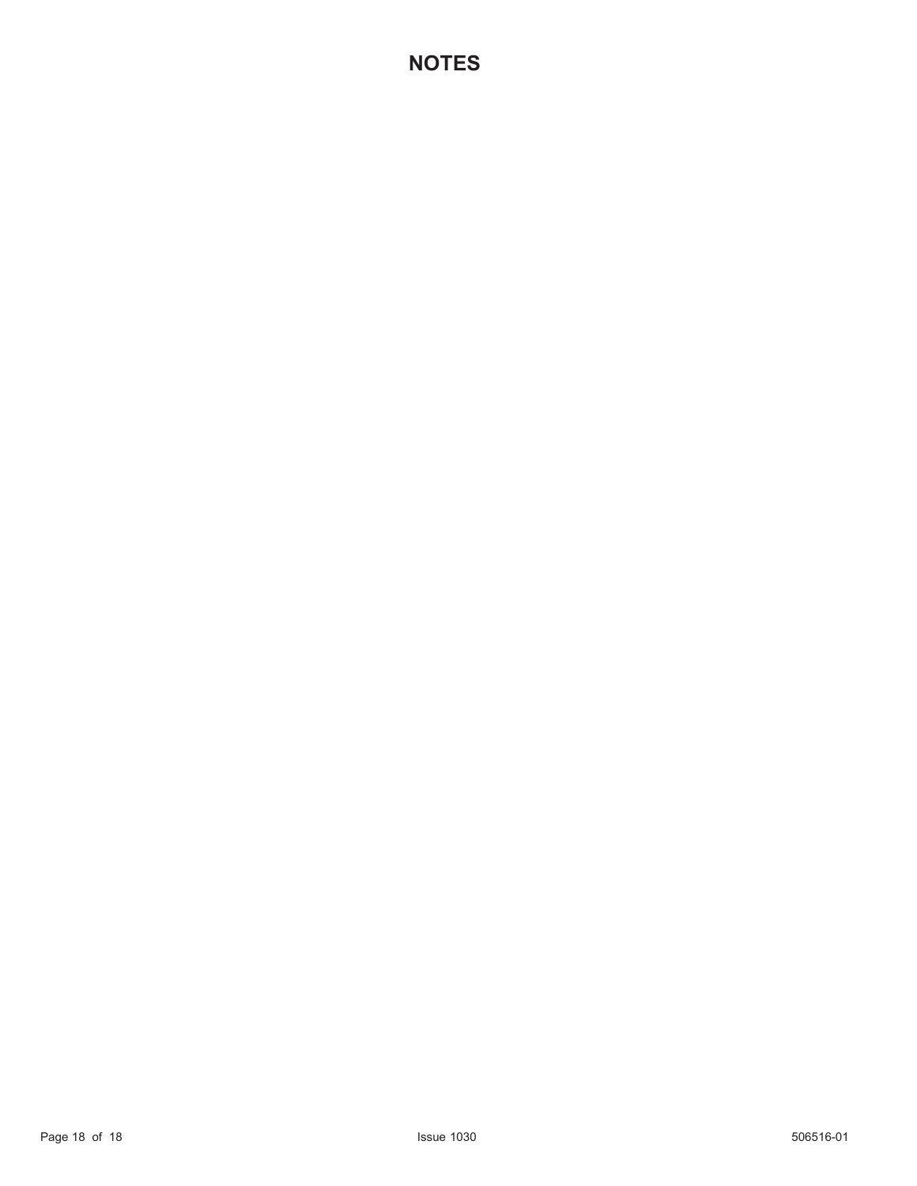# NOTES